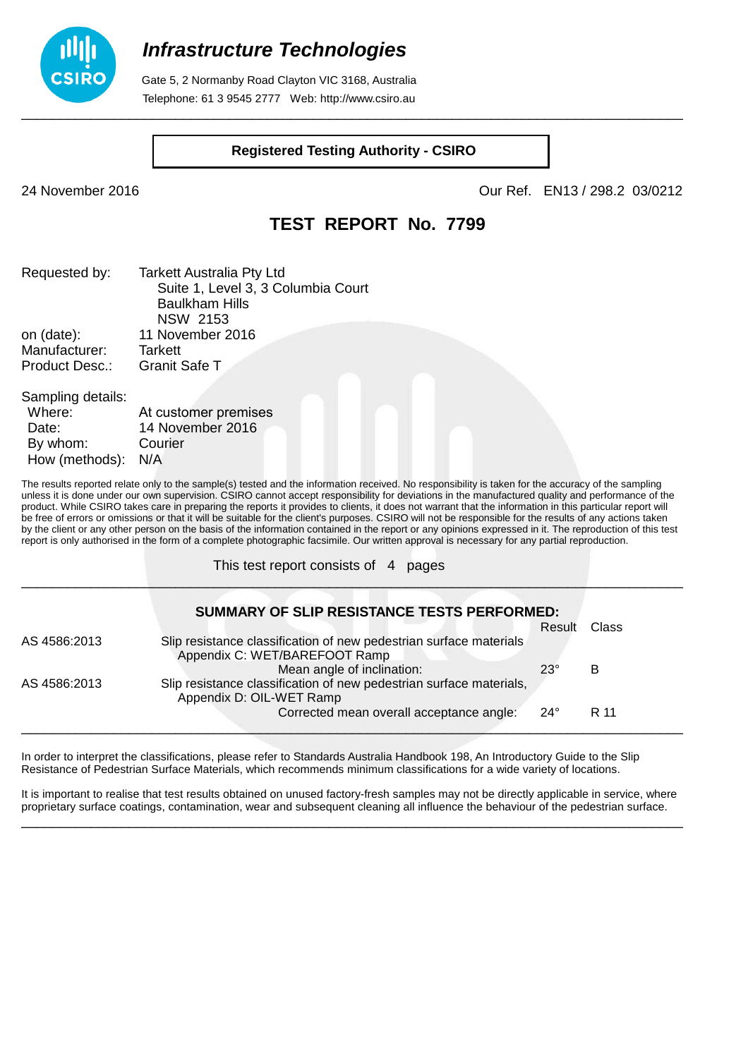# *Infrastructure Technologies*

Gate 5, 2 Normanby Road Clayton VIC 3168, Australia
Telephone: 61 3 9545 2777 Web: http://www.csiro.au

**Registered Testing Authority - CSIRO**

24 November 2016 Our Ref. EN13 / 298.2 03/0212

## TEST REPORT No. 7799

Requested by: Tarkett Australia Pty Ltd
Suite 1, Level 3, 3 Columbia Court
Baulkham Hills
NSW 2153
on (date): 11 November 2016
Manufacturer: Tarkett
Product Desc.: Granit Safe T

Sampling details:
Where: At customer premises
Date: 14 November 2016
By whom: Courier
How (methods): N/A

The results reported relate only to the sample(s) tested and the information received. No responsibility is taken for the accuracy of the sampling unless it is done under our own supervision. CSIRO cannot accept responsibility for deviations in the manufactured quality and performance of the product. While CSIRO takes care in preparing the reports it provides to clients, it does not warrant that the information in this particular report will be free of errors or omissions or that it will be suitable for the client's purposes. CSIRO will not be responsible for the results of any actions taken by the client or any other person on the basis of the information contained in the report or any opinions expressed in it. The reproduction of this test report is only authorised in the form of a complete photographic facsimile. Our written approval is necessary for any partial reproduction.

This test report consists of 4 pages

**SUMMARY OF SLIP RESISTANCE TESTS PERFORMED:**

| Standard | Test | Result | Class |
|---|---|---|---|
| AS 4586:2013 | Slip resistance classification of new pedestrian surface materials<br>Appendix C: WET/BAREFOOT Ramp<br>Mean angle of inclination: | 23° | B |
| AS 4586:2013 | Slip resistance classification of new pedestrian surface materials,<br>Appendix D: OIL-WET Ramp<br>Corrected mean overall acceptance angle: | 24° | R 11 |

In order to interpret the classifications, please refer to Standards Australia Handbook 198, An Introductory Guide to the Slip Resistance of Pedestrian Surface Materials, which recommends minimum classifications for a wide variety of locations.

It is important to realise that test results obtained on unused factory-fresh samples may not be directly applicable in service, where proprietary surface coatings, contamination, wear and subsequent cleaning all influence the behaviour of the pedestrian surface.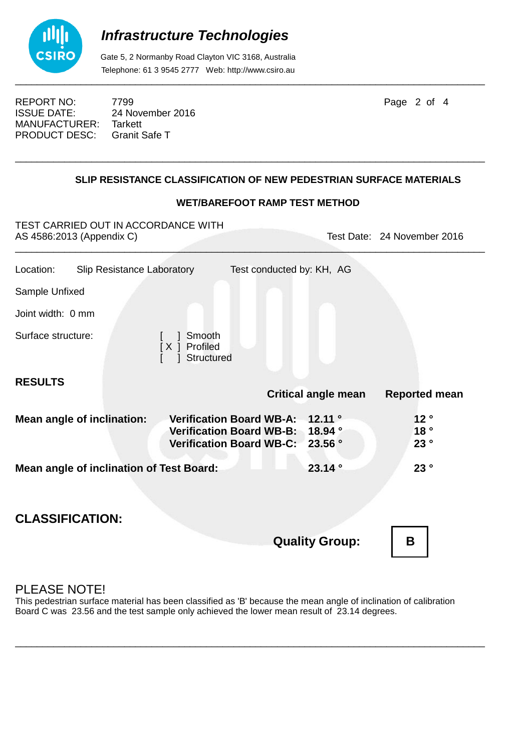# Infrastructure Technologies

Gate 5, 2 Normanby Road Clayton VIC 3168, Australia
Telephone: 61 3 9545 2777 Web: http://www.csiro.au

REPORT NO: 7799
ISSUE DATE: 24 November 2016
MANUFACTURER: Tarkett
PRODUCT DESC: Granit Safe T

## SLIP RESISTANCE CLASSIFICATION OF NEW PEDESTRIAN SURFACE MATERIALS

### WET/BAREFOOT RAMP TEST METHOD

TEST CARRIED OUT IN ACCORDANCE WITH
AS 4586:2013 (Appendix C)

Test Date: 24 November 2016

Location: Slip Resistance Laboratory

Test conducted by: KH, AG

Sample Unfixed

Joint width: 0 mm

Surface structure:

[ ] Smooth
[X] Profiled
[ ] Structured

**RESULTS**

| | | **Critical angle mean** | **Reported mean** |
|---|---|---|---|
| **Mean angle of inclination:** | **Verification Board WB-A:** | **12.11 °** | **12 °** |
| | **Verification Board WB-B:** | **18.94 °** | **18 °** |
| | **Verification Board WB-C:** | **23.56 °** | **23 °** |
| **Mean angle of inclination of Test Board:** | | **23.14 °** | **23 °** |

## CLASSIFICATION:

**Quality Group:** **B**

PLEASE NOTE!
This pedestrian surface material has been classified as 'B' because the mean angle of inclination of calibration Board C was 23.56 and the test sample only achieved the lower mean result of 23.14 degrees.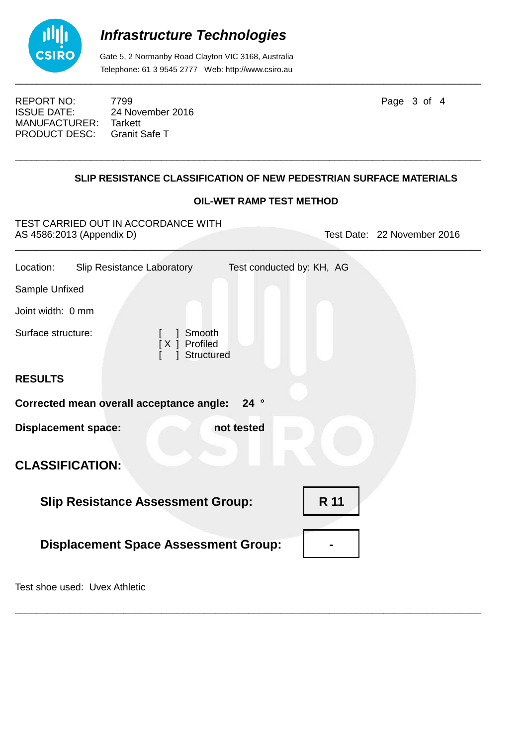**Infrastructure Technologies**

Gate 5, 2 Normanby Road Clayton VIC 3168, Australia
Telephone: 61 3 9545 2777 Web: http://www.csiro.au

REPORT NO: 7799
ISSUE DATE: 24 November 2016
MANUFACTURER: Tarkett
PRODUCT DESC: Granit Safe T

## SLIP RESISTANCE CLASSIFICATION OF NEW PEDESTRIAN SURFACE MATERIALS

### OIL-WET RAMP TEST METHOD

TEST CARRIED OUT IN ACCORDANCE WITH
AS 4586:2013 (Appendix D)

Test Date: 22 November 2016

Location: Slip Resistance Laboratory

Test conducted by: KH, AG

Sample Unfixed

Joint width: 0 mm

Surface structure:

[ ] Smooth
[ X ] Profiled
[ ] Structured

**RESULTS**

**Corrected mean overall acceptance angle: 24 °**

**Displacement space: not tested**

## CLASSIFICATION:

**Slip Resistance Assessment Group: R 11**

**Displacement Space Assessment Group: -**

Test shoe used: Uvex Athletic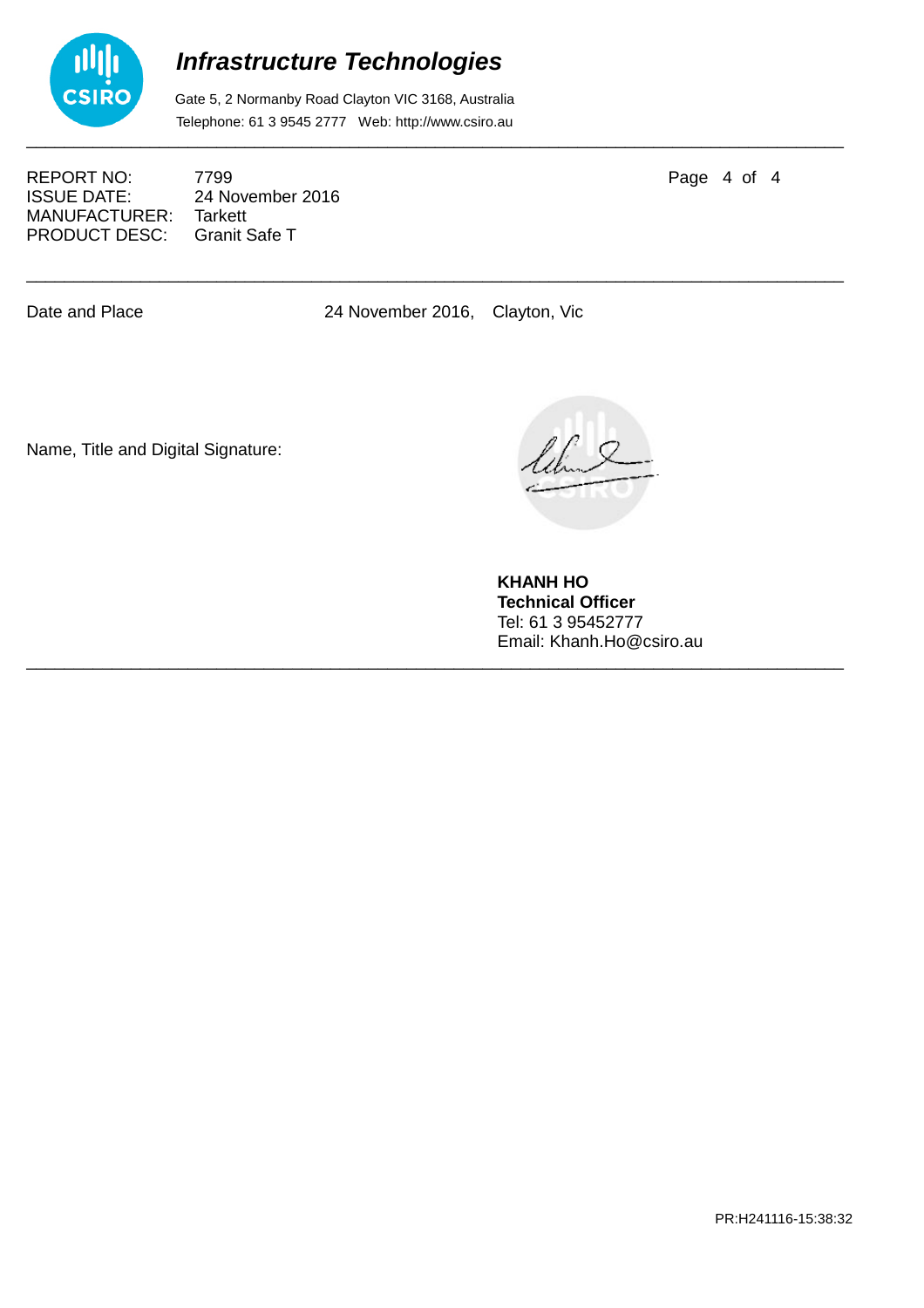## *Infrastructure Technologies*

Gate 5, 2 Normanby Road Clayton VIC 3168, Australia
Telephone: 61 3 9545 2777   Web: http://www.csiro.au

---

| | |
|---|---|
| REPORT NO: | 7799 |
| ISSUE DATE: | 24 November 2016 |
| MANUFACTURER: | Tarkett |
| PRODUCT DESC: | Granit Safe T |

---

Date and Place    24 November 2016,   Clayton, Vic

Name, Title and Digital Signature:

**KHANH HO**
**Technical Officer**
Tel: 61 3 95452777
Email: Khanh.Ho@csiro.au

---

PR:H241116-15:38:32